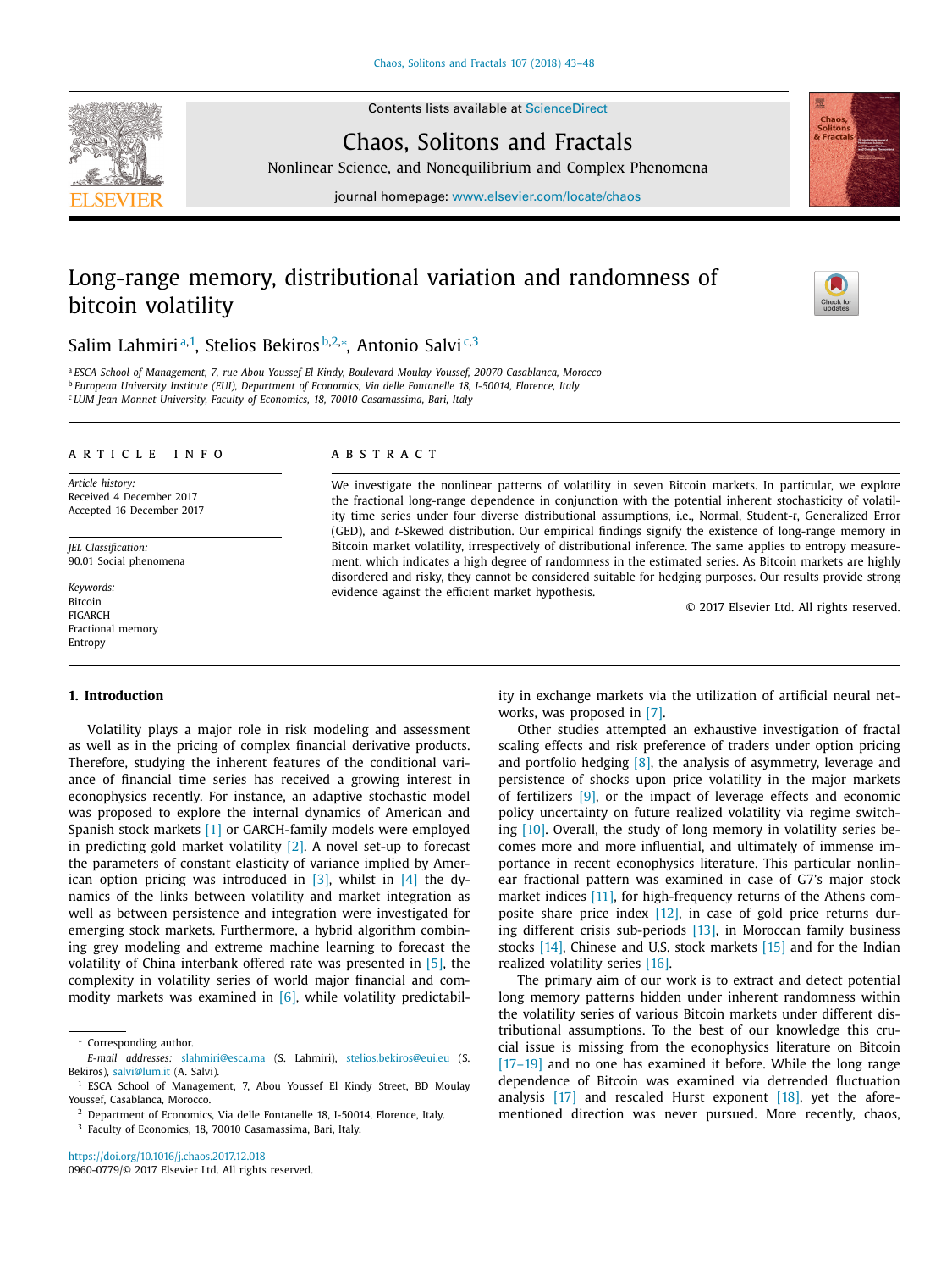# Long-range memory, distributional variation and randomness of bitcoin volatility

Salim Lahmiri[a,1], Stelios Bekiros[b,2,*], Antonio Salvi[c,3]

[a] ESCA School of Management, 7, rue Abou Youssef El Kindy, Boulevard Moulay Youssef, 20070 Casablanca, Morocco
[b] European University Institute (EUI), Department of Economics, Via delle Fontanelle 18, I-50014, Florence, Italy
[c] LUM Jean Monnet University, Faculty of Economics, 18, 70010 Casamassima, Bari, Italy

**ARTICLE INFO**

*Article history:*
Received 4 December 2017
Accepted 16 December 2017

*JEL Classification:*
90.01 Social phenomena

*Keywords:*
Bitcoin
FIGARCH
Fractional memory
Entropy

**ABSTRACT**

We investigate the nonlinear patterns of volatility in seven Bitcoin markets. In particular, we explore the fractional long-range dependence in conjunction with the potential inherent stochasticity of volatility time series under four diverse distributional assumptions, i.e., Normal, Student-*t*, Generalized Error (GED), and *t*-Skewed distribution. Our empirical findings signify the existence of long-range memory in Bitcoin market volatility, irrespectively of distributional inference. The same applies to entropy measurement, which indicates a high degree of randomness in the estimated series. As Bitcoin markets are highly disordered and risky, they cannot be considered suitable for hedging purposes. Our results provide strong evidence against the efficient market hypothesis.

© 2017 Elsevier Ltd. All rights reserved.

## 1. Introduction

Volatility plays a major role in risk modeling and assessment as well as in the pricing of complex financial derivative products. Therefore, studying the inherent features of the conditional variance of financial time series has received a growing interest in econophysics recently. For instance, an adaptive stochastic model was proposed to explore the internal dynamics of American and Spanish stock markets [1] or GARCH-family models were employed in predicting gold market volatility [2]. A novel set-up to forecast the parameters of constant elasticity of variance implied by American option pricing was introduced in [3], whilst in [4] the dynamics of the links between volatility and market integration as well as between persistence and integration were investigated for emerging stock markets. Furthermore, a hybrid algorithm combining grey modeling and extreme machine learning to forecast the volatility of China interbank offered rate was presented in [5], the complexity in volatility series of world major financial and commodity markets was examined in [6], while volatility predictability in exchange markets via the utilization of artificial neural networks, was proposed in [7].

Other studies attempted an exhaustive investigation of fractal scaling effects and risk preference of traders under option pricing and portfolio hedging [8], the analysis of asymmetry, leverage and persistence of shocks upon price volatility in the major markets of fertilizers [9], or the impact of leverage effects and economic policy uncertainty on future realized volatility via regime switching [10]. Overall, the study of long memory in volatility series becomes more and more influential, and ultimately of immense importance in recent econophysics literature. This particular nonlinear fractional pattern was examined in case of G7's major stock market indices [11], for high-frequency returns of the Athens composite share price index [12], in case of gold price returns during different crisis sub-periods [13], in Moroccan family business stocks [14], Chinese and U.S. stock markets [15] and for the Indian realized volatility series [16].

The primary aim of our work is to extract and detect potential long memory patterns hidden under inherent randomness within the volatility series of various Bitcoin markets under different distributional assumptions. To the best of our knowledge this crucial issue is missing from the econophysics literature on Bitcoin [17–19] and no one has examined it before. While the long range dependence of Bitcoin was examined via detrended fluctuation analysis [17] and rescaled Hurst exponent [18], yet the aforementioned direction was never pursued. More recently, chaos,

* Corresponding author.
*E-mail addresses:* slahmiri@esca.ma (S. Lahmiri), stelios.bekiros@eui.eu (S. Bekiros), salvi@lum.it (A. Salvi).
[1] ESCA School of Management, 7, Abou Youssef El Kindy Street, BD Moulay Youssef, Casablanca, Morocco.
[2] Department of Economics, Via delle Fontanelle 18, I-50014, Florence, Italy.
[3] Faculty of Economics, 18, 70010 Casamassima, Bari, Italy.

https://doi.org/10.1016/j.chaos.2017.12.018
0960-0779/© 2017 Elsevier Ltd. All rights reserved.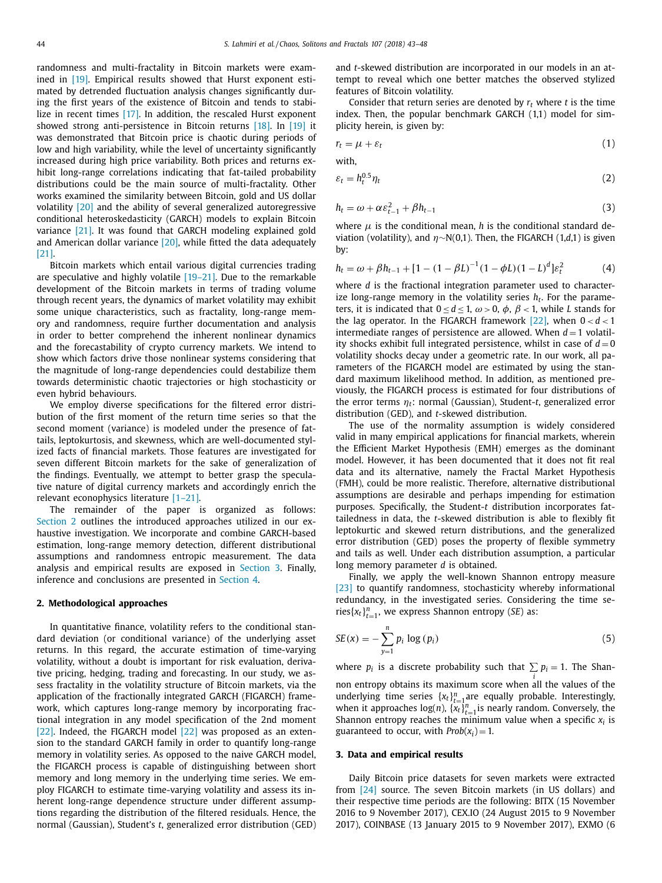randomness and multi-fractality in Bitcoin markets were examined in [19]. Empirical results showed that Hurst exponent estimated by detrended fluctuation analysis changes significantly during the first years of the existence of Bitcoin and tends to stabilize in recent times [17]. In addition, the rescaled Hurst exponent showed strong anti-persistence in Bitcoin returns [18]. In [19] it was demonstrated that Bitcoin price is chaotic during periods of low and high variability, while the level of uncertainty significantly increased during high price variability. Both prices and returns exhibit long-range correlations indicating that fat-tailed probability distributions could be the main source of multi-fractality. Other works examined the similarity between Bitcoin, gold and US dollar volatility [20] and the ability of several generalized autoregressive conditional heteroskedasticity (GARCH) models to explain Bitcoin variance [21]. It was found that GARCH modeling explained gold and American dollar variance [20], while fitted the data adequately [21].

Bitcoin markets which entail various digital currencies trading are speculative and highly volatile [19–21]. Due to the remarkable development of the Bitcoin markets in terms of trading volume through recent years, the dynamics of market volatility may exhibit some unique characteristics, such as fractality, long-range memory and randomness, require further documentation and analysis in order to better comprehend the inherent nonlinear dynamics and the forecastability of crypto currency markets. We intend to show which factors drive those nonlinear systems considering that the magnitude of long-range dependencies could destabilize them towards deterministic chaotic trajectories or high stochasticity or even hybrid behaviours.

We employ diverse specifications for the filtered error distribution of the first moment of the return time series so that the second moment (variance) is modeled under the presence of fat-tails, leptokurtosis, and skewness, which are well-documented stylized facts of financial markets. Those features are investigated for seven different Bitcoin markets for the sake of generalization of the findings. Eventually, we attempt to better grasp the speculative nature of digital currency markets and accordingly enrich the relevant econophysics literature [1–21].

The remainder of the paper is organized as follows: Section 2 outlines the introduced approaches utilized in our exhaustive investigation. We incorporate and combine GARCH-based estimation, long-range memory detection, different distributional assumptions and randomness entropic measurement. The data analysis and empirical results are exposed in Section 3. Finally, inference and conclusions are presented in Section 4.

## 2. Methodological approaches

In quantitative finance, volatility refers to the conditional standard deviation (or conditional variance) of the underlying asset returns. In this regard, the accurate estimation of time-varying volatility, without a doubt is important for risk evaluation, derivative pricing, hedging, trading and forecasting. In our study, we assess fractality in the volatility structure of Bitcoin markets, via the application of the fractionally integrated GARCH (FIGARCH) framework, which captures long-range memory by incorporating fractional integration in any model specification of the 2nd moment [22]. Indeed, the FIGARCH model [22] was proposed as an extension to the standard GARCH family in order to quantify long-range memory in volatility series. As opposed to the naive GARCH model, the FIGARCH process is capable of distinguishing between short memory and long memory in the underlying time series. We employ FIGARCH to estimate time-varying volatility and assess its inherent long-range dependence structure under different assumptions regarding the distribution of the filtered residuals. Hence, the normal (Gaussian), Student's $t$, generalized error distribution (GED) and $t$-skewed distribution are incorporated in our models in an attempt to reveal which one better matches the observed stylized features of Bitcoin volatility.

Consider that return series are denoted by $r_t$ where $t$ is the time index. Then, the popular benchmark GARCH (1,1) model for simplicity herein, is given by:

$$r_t = \mu + \varepsilon_t \tag{1}$$

with,

$$\varepsilon_t = h_t^{0.5} \eta_t \tag{2}$$

$$h_t = \omega + \alpha \varepsilon_{t-1}^2 + \beta h_{t-1} \tag{3}$$

where $\mu$ is the conditional mean, $h$ is the conditional standard deviation (volatility), and $\eta$~N(0,1). Then, the FIGARCH (1,$d$,1) is given by:

$$h_t = \omega + \beta h_{t-1} + \left[1 - (1-\beta L)^{-1}(1-\phi L)(1-L)^d\right]\varepsilon_t^2 \tag{4}$$

where $d$ is the fractional integration parameter used to characterize long-range memory in the volatility series $h_t$. For the parameters, it is indicated that $0 \le d \le 1$, $\omega > 0$, $\phi$, $\beta < 1$, while $L$ stands for the lag operator. In the FIGARCH framework [22], when $0 < d < 1$ intermediate ranges of persistence are allowed. When $d = 1$ volatility shocks exhibit full integrated persistence, whilst in case of $d = 0$ volatility shocks decay under a geometric rate. In our work, all parameters of the FIGARCH model are estimated by using the standard maximum likelihood method. In addition, as mentioned previously, the FIGARCH process is estimated for four distributions of the error terms $\eta_t$: normal (Gaussian), Student-$t$, generalized error distribution (GED), and $t$-skewed distribution.

The use of the normality assumption is widely considered valid in many empirical applications for financial markets, wherein the Efficient Market Hypothesis (EMH) emerges as the dominant model. However, it has been documented that it does not fit real data and its alternative, namely the Fractal Market Hypothesis (FMH), could be more realistic. Therefore, alternative distributional assumptions are desirable and perhaps impending for estimation purposes. Specifically, the Student-$t$ distribution incorporates fat-tailedness in data, the $t$-skewed distribution is able to flexibly fit leptokurtic and skewed return distributions, and the generalized error distribution (GED) poses the property of flexible symmetry and tails as well. Under each distribution assumption, a particular long memory parameter $d$ is obtained.

Finally, we apply the well-known Shannon entropy measure [23] to quantify randomness, stochasticity whereby informational redundancy, in the investigated series. Considering the time series $\{x_t\}_{t=1}^{n}$, we express Shannon entropy ($SE$) as:

$$SE(x) = -\sum_{y=1}^{n} p_i \log(p_i) \tag{5}$$

where $p_i$ is a discrete probability such that $\sum_i p_i = 1$. The Shannon entropy obtains its maximum score when all the values of the underlying time series $\{x_t\}_{t=1}^{n}$ are equally probable. Interestingly, when it approaches $\log(n)$, $\{x_t\}_{t=1}^{n}$ is nearly random. Conversely, the Shannon entropy reaches the minimum value when a specific $x_i$ is guaranteed to occur, with $Prob(x_i) = 1$.

## 3. Data and empirical results

Daily Bitcoin price datasets for seven markets were extracted from [24] source. The seven Bitcoin markets (in US dollars) and their respective time periods are the following: BITX (15 November 2016 to 9 November 2017), CEX.IO (24 August 2015 to 9 November 2017), COINBASE (13 January 2015 to 9 November 2017), EXMO (6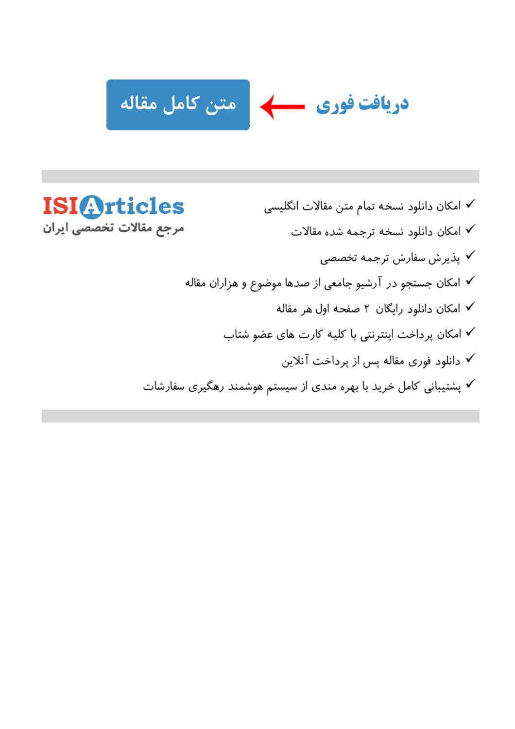دریافت فوری ← متن کامل مقاله

**ISIArticles**
مرجع مقالات تخصصی ایران

- ✓ امکان دانلود نسخه تمام متن مقالات انگلیسی
- ✓ امکان دانلود نسخه ترجمه شده مقالات
- ✓ پذیرش سفارش ترجمه تخصصی
- ✓ امکان جستجو در آرشیو جامعی از صدها موضوع و هزاران مقاله
- ✓ امکان دانلود رایگان ۲ صفحه اول هر مقاله
- ✓ امکان پرداخت اینترنتی با کلیه کارت های عضو شتاب
- ✓ دانلود فوری مقاله پس از پرداخت آنلاین
- ✓ پشتیبانی کامل خرید با بهره مندی از سیستم هوشمند رهگیری سفارشات